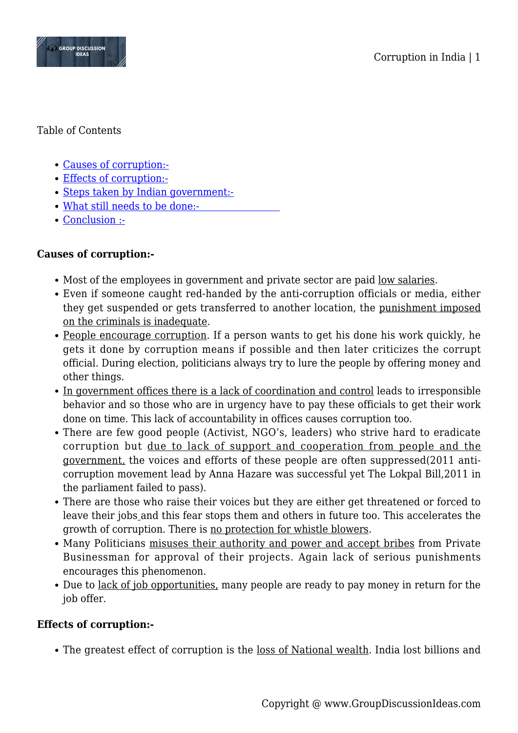Table of Contents

- Causes of corruption:-
- Effects of corruption:-
- Steps taken by Indian government:-
- What still needs to be done:-
- Conclusion :-

**Causes of corruption:-**

- Most of the employees in government and private sector are paid low salaries.
- Even if someone caught red-handed by the anti-corruption officials or media, either they get suspended or gets transferred to another location, the punishment imposed on the criminals is inadequate.
- People encourage corruption. If a person wants to get his done his work quickly, he gets it done by corruption means if possible and then later criticizes the corrupt official. During election, politicians always try to lure the people by offering money and other things.
- In government offices there is a lack of coordination and control leads to irresponsible behavior and so those who are in urgency have to pay these officials to get their work done on time. This lack of accountability in offices causes corruption too.
- There are few good people (Activist, NGO's, leaders) who strive hard to eradicate corruption but due to lack of support and cooperation from people and the government, the voices and efforts of these people are often suppressed(2011 anti-corruption movement lead by Anna Hazare was successful yet The Lokpal Bill,2011 in the parliament failed to pass).
- There are those who raise their voices but they are either get threatened or forced to leave their jobs and this fear stops them and others in future too. This accelerates the growth of corruption. There is no protection for whistle blowers.
- Many Politicians misuses their authority and power and accept bribes from Private Businessman for approval of their projects. Again lack of serious punishments encourages this phenomenon.
- Due to lack of job opportunities, many people are ready to pay money in return for the job offer.

**Effects of corruption:-**

- The greatest effect of corruption is the loss of National wealth. India lost billions and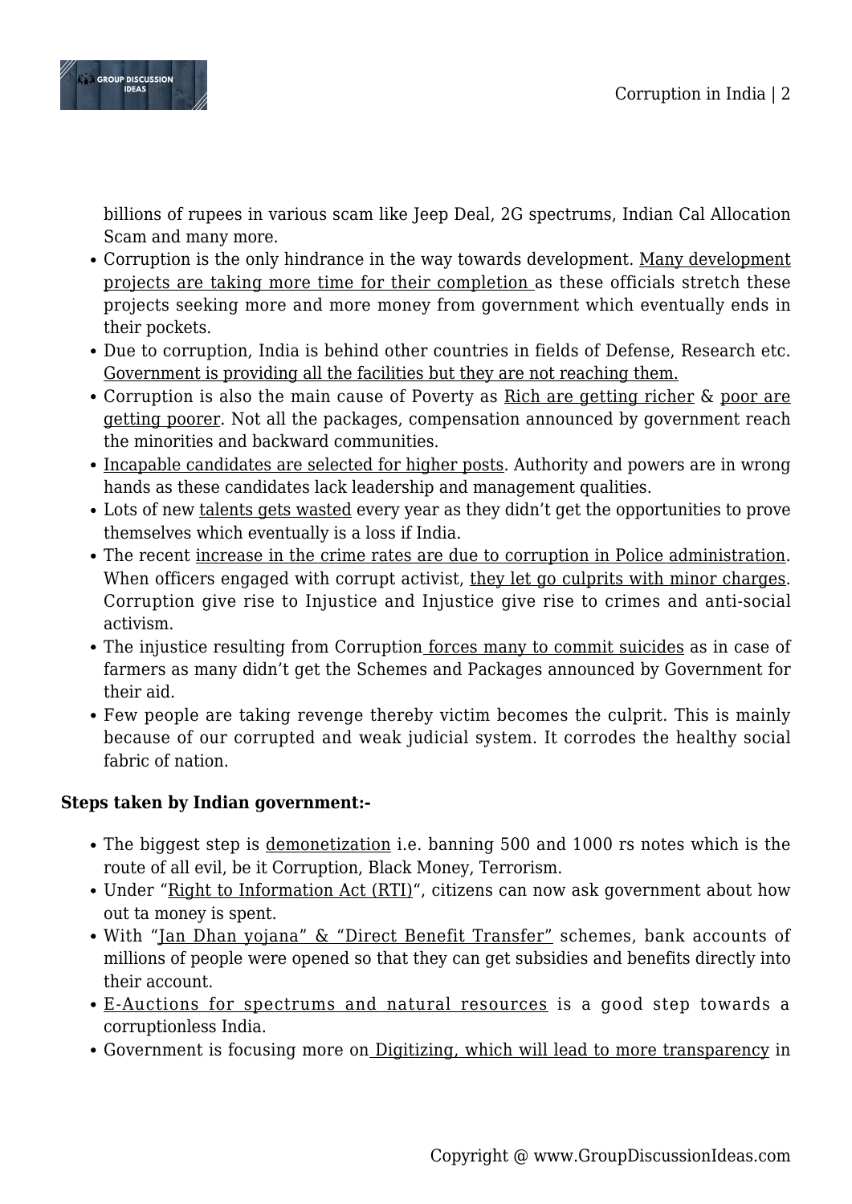billions of rupees in various scam like Jeep Deal, 2G spectrums, Indian Cal Allocation Scam and many more.
- Corruption is the only hindrance in the way towards development. Many development projects are taking more time for their completion as these officials stretch these projects seeking more and more money from government which eventually ends in their pockets.
- Due to corruption, India is behind other countries in fields of Defense, Research etc. Government is providing all the facilities but they are not reaching them.
- Corruption is also the main cause of Poverty as Rich are getting richer & poor are getting poorer. Not all the packages, compensation announced by government reach the minorities and backward communities.
- Incapable candidates are selected for higher posts. Authority and powers are in wrong hands as these candidates lack leadership and management qualities.
- Lots of new talents gets wasted every year as they didn't get the opportunities to prove themselves which eventually is a loss if India.
- The recent increase in the crime rates are due to corruption in Police administration. When officers engaged with corrupt activist, they let go culprits with minor charges. Corruption give rise to Injustice and Injustice give rise to crimes and anti-social activism.
- The injustice resulting from Corruption forces many to commit suicides as in case of farmers as many didn't get the Schemes and Packages announced by Government for their aid.
- Few people are taking revenge thereby victim becomes the culprit. This is mainly because of our corrupted and weak judicial system. It corrodes the healthy social fabric of nation.

**Steps taken by Indian government:-**

- The biggest step is demonetization i.e. banning 500 and 1000 rs notes which is the route of all evil, be it Corruption, Black Money, Terrorism.
- Under "Right to Information Act (RTI)", citizens can now ask government about how out ta money is spent.
- With "Jan Dhan yojana" & "Direct Benefit Transfer" schemes, bank accounts of millions of people were opened so that they can get subsidies and benefits directly into their account.
- E-Auctions for spectrums and natural resources is a good step towards a corruptionless India.
- Government is focusing more on Digitizing, which will lead to more transparency in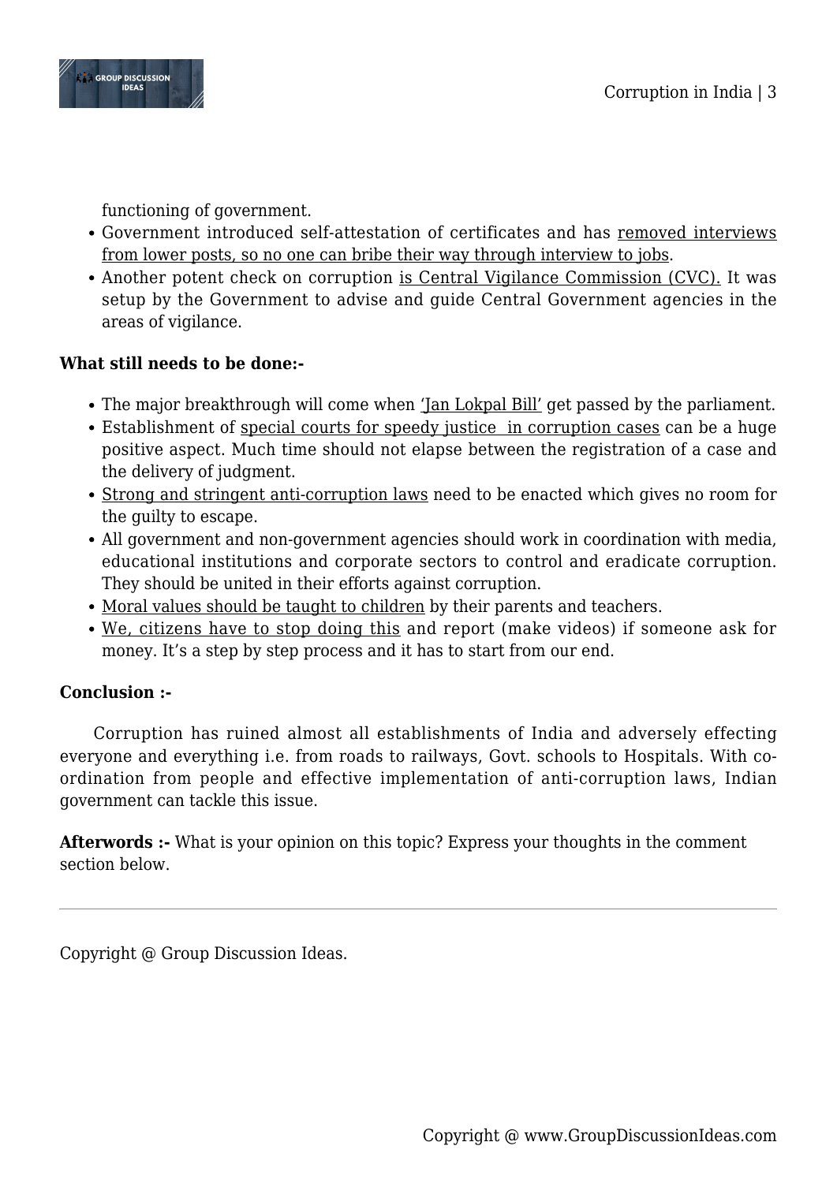functioning of government.

- Government introduced self-attestation of certificates and has removed interviews from lower posts, so no one can bribe their way through interview to jobs.
- Another potent check on corruption is Central Vigilance Commission (CVC). It was setup by the Government to advise and guide Central Government agencies in the areas of vigilance.

**What still needs to be done:-**

- The major breakthrough will come when 'Jan Lokpal Bill' get passed by the parliament.
- Establishment of special courts for speedy justice  in corruption cases can be a huge positive aspect. Much time should not elapse between the registration of a case and the delivery of judgment.
- Strong and stringent anti-corruption laws need to be enacted which gives no room for the guilty to escape.
- All government and non-government agencies should work in coordination with media, educational institutions and corporate sectors to control and eradicate corruption. They should be united in their efforts against corruption.
- Moral values should be taught to children by their parents and teachers.
- We, citizens have to stop doing this and report (make videos) if someone ask for money. It's a step by step process and it has to start from our end.

**Conclusion :-**

Corruption has ruined almost all establishments of India and adversely effecting everyone and everything i.e. from roads to railways, Govt. schools to Hospitals. With co-ordination from people and effective implementation of anti-corruption laws, Indian government can tackle this issue.

**Afterwords :-** What is your opinion on this topic? Express your thoughts in the comment section below.

---

Copyright @ Group Discussion Ideas.